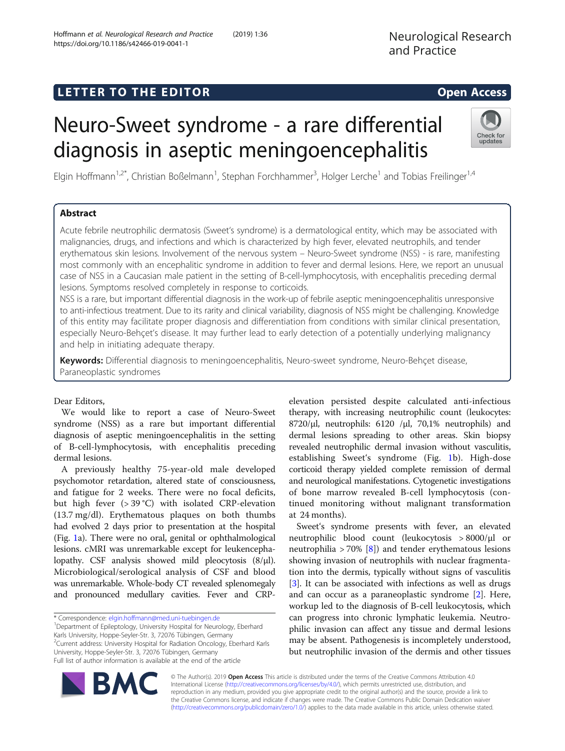LETTER TO THE EDITOR

Open Access

# Neuro-Sweet syndrome - a rare differential diagnosis in aseptic meningoencephalitis

Elgin Hoffmann[1,2*], Christian Boßelmann[1], Stephan Forchhammer[3], Holger Lerche[1] and Tobias Freilinger[1,4]

## Abstract

Acute febrile neutrophilic dermatosis (Sweet's syndrome) is a dermatological entity, which may be associated with malignancies, drugs, and infections and which is characterized by high fever, elevated neutrophils, and tender erythematous skin lesions. Involvement of the nervous system – Neuro-Sweet syndrome (NSS) - is rare, manifesting most commonly with an encephalitic syndrome in addition to fever and dermal lesions. Here, we report an unusual case of NSS in a Caucasian male patient in the setting of B-cell-lymphocytosis, with encephalitis preceding dermal lesions. Symptoms resolved completely in response to corticoids.

NSS is a rare, but important differential diagnosis in the work-up of febrile aseptic meningoencephalitis unresponsive to anti-infectious treatment. Due to its rarity and clinical variability, diagnosis of NSS might be challenging. Knowledge of this entity may facilitate proper diagnosis and differentiation from conditions with similar clinical presentation, especially Neuro-Behçet's disease. It may further lead to early detection of a potentially underlying malignancy and help in initiating adequate therapy.

**Keywords:** Differential diagnosis to meningoencephalitis, Neuro-sweet syndrome, Neuro-Behçet disease, Paraneoplastic syndromes

Dear Editors,

We would like to report a case of Neuro-Sweet syndrome (NSS) as a rare but important differential diagnosis of aseptic meningoencephalitis in the setting of B-cell-lymphocytosis, with encephalitis preceding dermal lesions.

A previously healthy 75-year-old male developed psychomotor retardation, altered state of consciousness, and fatigue for 2 weeks. There were no focal deficits, but high fever (> 39 °C) with isolated CRP-elevation (13.7 mg/dl). Erythematous plaques on both thumbs had evolved 2 days prior to presentation at the hospital (Fig. 1a). There were no oral, genital or ophthalmological lesions. cMRI was unremarkable except for leukencephalopathy. CSF analysis showed mild pleocytosis (8/μl). Microbiological/serological analysis of CSF and blood was unremarkable. Whole-body CT revealed splenomegaly and pronounced medullary cavities. Fever and CRP-elevation persisted despite calculated anti-infectious therapy, with increasing neutrophilic count (leukocytes: 8720/μl, neutrophils: 6120 /μl, 70,1% neutrophils) and dermal lesions spreading to other areas. Skin biopsy revealed neutrophilic dermal invasion without vasculitis, establishing Sweet's syndrome (Fig. 1b). High-dose corticoid therapy yielded complete remission of dermal and neurological manifestations. Cytogenetic investigations of bone marrow revealed B-cell lymphocytosis (continued monitoring without malignant transformation at 24 months).

Sweet's syndrome presents with fever, an elevated neutrophilic blood count (leukocytosis > 8000/μl or neutrophilia > 70% [8]) and tender erythematous lesions showing invasion of neutrophils with nuclear fragmentation into the dermis, typically without signs of vasculitis [3]. It can be associated with infections as well as drugs and can occur as a paraneoplastic syndrome [2]. Here, workup led to the diagnosis of B-cell leukocytosis, which can progress into chronic lymphatic leukemia. Neutrophilic invasion can affect any tissue and dermal lesions may be absent. Pathogenesis is incompletely understood, but neutrophilic invasion of the dermis and other tissues

\* Correspondence: elgin.hoffmann@med.uni-tuebingen.de
[1]Department of Epileptology, University Hospital for Neurology, Eberhard Karls University, Hoppe-Seyler-Str. 3, 72076 Tübingen, Germany
[2]Current address: University Hospital for Radiation Oncology, Eberhard Karls University, Hoppe-Seyler-Str. 3, 72076 Tübingen, Germany
Full list of author information is available at the end of the article

© The Author(s). 2019 **Open Access** This article is distributed under the terms of the Creative Commons Attribution 4.0 International License (http://creativecommons.org/licenses/by/4.0/), which permits unrestricted use, distribution, and reproduction in any medium, provided you give appropriate credit to the original author(s) and the source, provide a link to the Creative Commons license, and indicate if changes were made. The Creative Commons Public Domain Dedication waiver (http://creativecommons.org/publicdomain/zero/1.0/) applies to the data made available in this article, unless otherwise stated.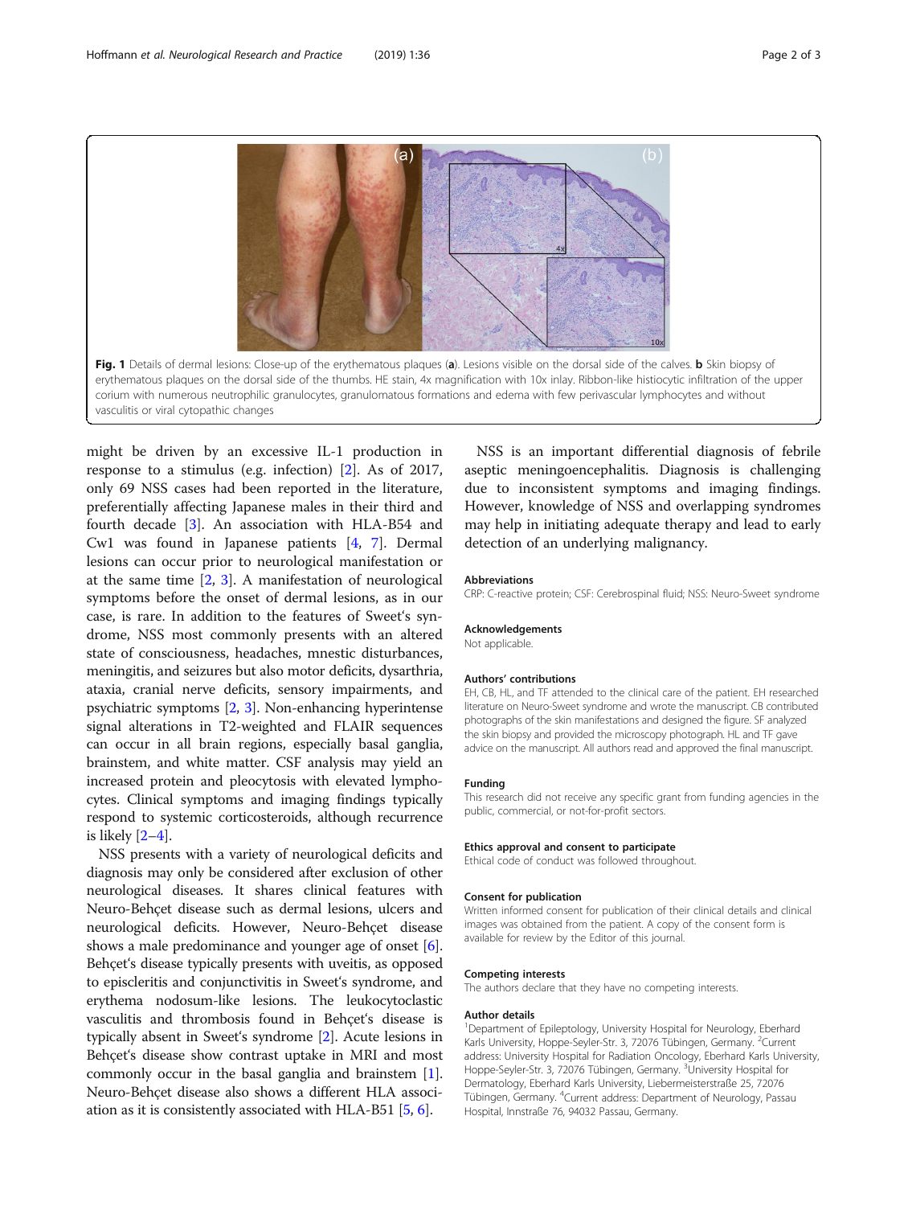Fig. 1 Details of dermal lesions: Close-up of the erythematous plaques (**a**). Lesions visible on the dorsal side of the calves. **b** Skin biopsy of erythematous plaques on the dorsal side of the thumbs. HE stain, 4x magnification with 10x inlay. Ribbon-like histiocytic infiltration of the upper corium with numerous neutrophilic granulocytes, granulomatous formations and edema with few perivascular lymphocytes and without vasculitis or viral cytopathic changes

might be driven by an excessive IL-1 production in response to a stimulus (e.g. infection) [2]. As of 2017, only 69 NSS cases had been reported in the literature, preferentially affecting Japanese males in their third and fourth decade [3]. An association with HLA-B54 and Cw1 was found in Japanese patients [4, 7]. Dermal lesions can occur prior to neurological manifestation or at the same time [2, 3]. A manifestation of neurological symptoms before the onset of dermal lesions, as in our case, is rare. In addition to the features of Sweet's syndrome, NSS most commonly presents with an altered state of consciousness, headaches, mnestic disturbances, meningitis, and seizures but also motor deficits, dysarthria, ataxia, cranial nerve deficits, sensory impairments, and psychiatric symptoms [2, 3]. Non-enhancing hyperintense signal alterations in T2-weighted and FLAIR sequences can occur in all brain regions, especially basal ganglia, brainstem, and white matter. CSF analysis may yield an increased protein and pleocytosis with elevated lymphocytes. Clinical symptoms and imaging findings typically respond to systemic corticosteroids, although recurrence is likely [2–4].

NSS presents with a variety of neurological deficits and diagnosis may only be considered after exclusion of other neurological diseases. It shares clinical features with Neuro-Behçet disease such as dermal lesions, ulcers and neurological deficits. However, Neuro-Behçet disease shows a male predominance and younger age of onset [6]. Behçet's disease typically presents with uveitis, as opposed to episcleritis and conjunctivitis in Sweet's syndrome, and erythema nodosum-like lesions. The leukocytoclastic vasculitis and thrombosis found in Behçet's disease is typically absent in Sweet's syndrome [2]. Acute lesions in Behçet's disease show contrast uptake in MRI and most commonly occur in the basal ganglia and brainstem [1]. Neuro-Behçet disease also shows a different HLA association as it is consistently associated with HLA-B51 [5, 6].

NSS is an important differential diagnosis of febrile aseptic meningoencephalitis. Diagnosis is challenging due to inconsistent symptoms and imaging findings. However, knowledge of NSS and overlapping syndromes may help in initiating adequate therapy and lead to early detection of an underlying malignancy.

### Abbreviations

CRP: C-reactive protein; CSF: Cerebrospinal fluid; NSS: Neuro-Sweet syndrome

### Acknowledgements

Not applicable.

### Authors' contributions

EH, CB, HL, and TF attended to the clinical care of the patient. EH researched literature on Neuro-Sweet syndrome and wrote the manuscript. CB contributed photographs of the skin manifestations and designed the figure. SF analyzed the skin biopsy and provided the microscopy photograph. HL and TF gave advice on the manuscript. All authors read and approved the final manuscript.

### Funding

This research did not receive any specific grant from funding agencies in the public, commercial, or not-for-profit sectors.

### Ethics approval and consent to participate

Ethical code of conduct was followed throughout.

### Consent for publication

Written informed consent for publication of their clinical details and clinical images was obtained from the patient. A copy of the consent form is available for review by the Editor of this journal.

### Competing interests

The authors declare that they have no competing interests.

### Author details

[1]Department of Epileptology, University Hospital for Neurology, Eberhard Karls University, Hoppe-Seyler-Str. 3, 72076 Tübingen, Germany. [2]Current address: University Hospital for Radiation Oncology, Eberhard Karls University, Hoppe-Seyler-Str. 3, 72076 Tübingen, Germany. [3]University Hospital for Dermatology, Eberhard Karls University, Liebermeisterstraße 25, 72076 Tübingen, Germany. [4]Current address: Department of Neurology, Passau Hospital, Innstraße 76, 94032 Passau, Germany.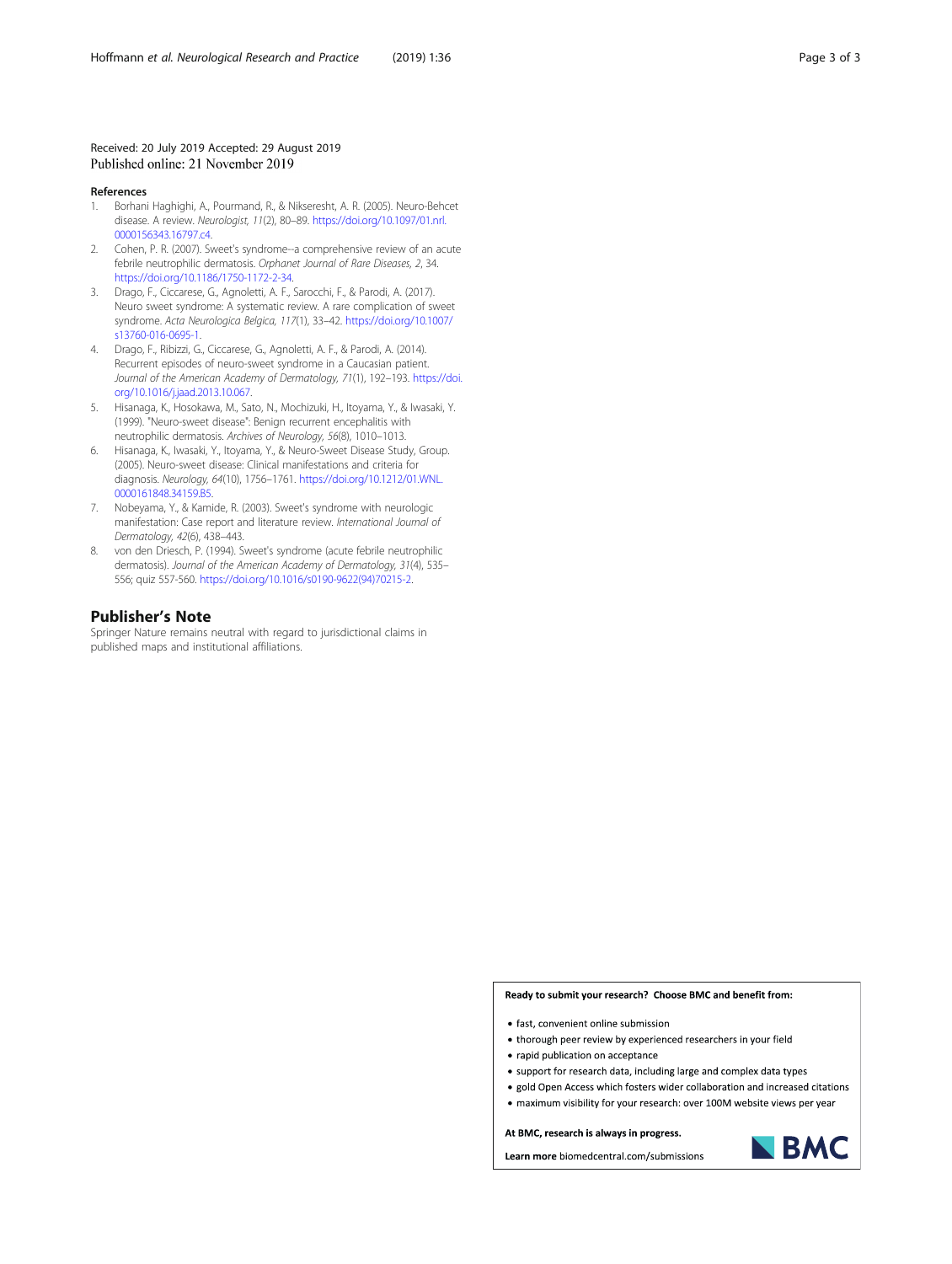Received: 20 July 2019 Accepted: 29 August 2019
Published online: 21 November 2019

### References

1. Borhani Haghighi, A., Pourmand, R., & Nikseresht, A. R. (2005). Neuro-Behcet disease. A review. *Neurologist, 11*(2), 80–89. https://doi.org/10.1097/01.nrl.0000156343.16797.c4.
2. Cohen, P. R. (2007). Sweet's syndrome--a comprehensive review of an acute febrile neutrophilic dermatosis. *Orphanet Journal of Rare Diseases, 2*, 34. https://doi.org/10.1186/1750-1172-2-34.
3. Drago, F., Ciccarese, G., Agnoletti, A. F., Sarocchi, F., & Parodi, A. (2017). Neuro sweet syndrome: A systematic review. A rare complication of sweet syndrome. *Acta Neurologica Belgica, 117*(1), 33–42. https://doi.org/10.1007/s13760-016-0695-1.
4. Drago, F., Ribizzi, G., Ciccarese, G., Agnoletti, A. F., & Parodi, A. (2014). Recurrent episodes of neuro-sweet syndrome in a Caucasian patient. *Journal of the American Academy of Dermatology, 71*(1), 192–193. https://doi.org/10.1016/j.jaad.2013.10.067.
5. Hisanaga, K., Hosokawa, M., Sato, N., Mochizuki, H., Itoyama, Y., & Iwasaki, Y. (1999). "Neuro-sweet disease": Benign recurrent encephalitis with neutrophilic dermatosis. *Archives of Neurology, 56*(8), 1010–1013.
6. Hisanaga, K., Iwasaki, Y., Itoyama, Y., & Neuro-Sweet Disease Study, Group. (2005). Neuro-sweet disease: Clinical manifestations and criteria for diagnosis. *Neurology, 64*(10), 1756–1761. https://doi.org/10.1212/01.WNL.0000161848.34159.B5.
7. Nobeyama, Y., & Kamide, R. (2003). Sweet's syndrome with neurologic manifestation: Case report and literature review. *International Journal of Dermatology, 42*(6), 438–443.
8. von den Driesch, P. (1994). Sweet's syndrome (acute febrile neutrophilic dermatosis). *Journal of the American Academy of Dermatology, 31*(4), 535–556; quiz 557-560. https://doi.org/10.1016/s0190-9622(94)70215-2.

## Publisher's Note

Springer Nature remains neutral with regard to jurisdictional claims in published maps and institutional affiliations.

**Ready to submit your research? Choose BMC and benefit from:**

- fast, convenient online submission
- thorough peer review by experienced researchers in your field
- rapid publication on acceptance
- support for research data, including large and complex data types
- gold Open Access which fosters wider collaboration and increased citations
- maximum visibility for your research: over 100M website views per year

**At BMC, research is always in progress.**

**Learn more** biomedcentral.com/submissions